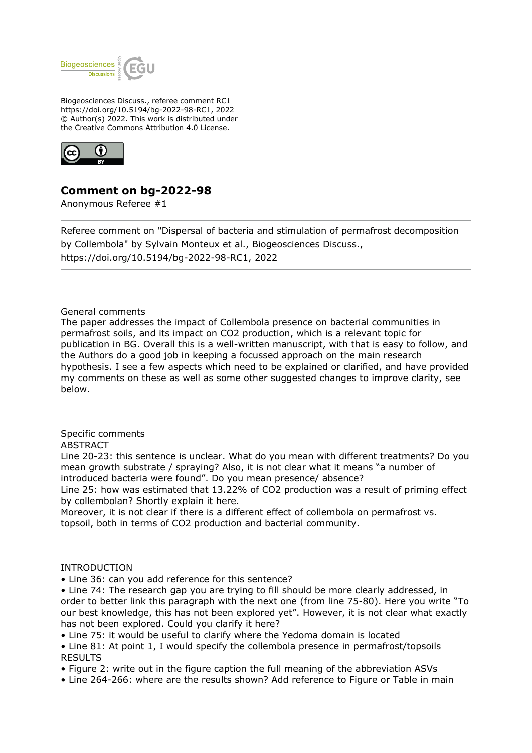Biogeosciences Discuss., referee comment RC1
https://doi.org/10.5194/bg-2022-98-RC1, 2022
© Author(s) 2022. This work is distributed under
the Creative Commons Attribution 4.0 License.

## Comment on bg-2022-98

Anonymous Referee #1

Referee comment on "Dispersal of bacteria and stimulation of permafrost decomposition by Collembola" by Sylvain Monteux et al., Biogeosciences Discuss., https://doi.org/10.5194/bg-2022-98-RC1, 2022

General comments

The paper addresses the impact of Collembola presence on bacterial communities in permafrost soils, and its impact on $CO_2$ production, which is a relevant topic for publication in BG. Overall this is a well-written manuscript, with that is easy to follow, and the Authors do a good job in keeping a focussed approach on the main research hypothesis. I see a few aspects which need to be explained or clarified, and have provided my comments on these as well as some other suggested changes to improve clarity, see below.

Specific comments

ABSTRACT

Line 20-23: this sentence is unclear. What do you mean with different treatments? Do you mean growth substrate / spraying? Also, it is not clear what it means "a number of introduced bacteria were found". Do you mean presence/ absence?

Line 25: how was estimated that 13.22% of $CO_2$ production was a result of priming effect by collembolan? Shortly explain it here.

Moreover, it is not clear if there is a different effect of collembola on permafrost vs. topsoil, both in terms of $CO_2$ production and bacterial community.

INTRODUCTION

- Line 36: can you add reference for this sentence?
- Line 74: The research gap you are trying to fill should be more clearly addressed, in order to better link this paragraph with the next one (from line 75-80). Here you write "To our best knowledge, this has not been explored yet". However, it is not clear what exactly has not been explored. Could you clarify it here?
- Line 75: it would be useful to clarify where the Yedoma domain is located
- Line 81: At point 1, I would specify the collembola presence in permafrost/topsoils

RESULTS

- Figure 2: write out in the figure caption the full meaning of the abbreviation ASVs
- Line 264-266: where are the results shown? Add reference to Figure or Table in main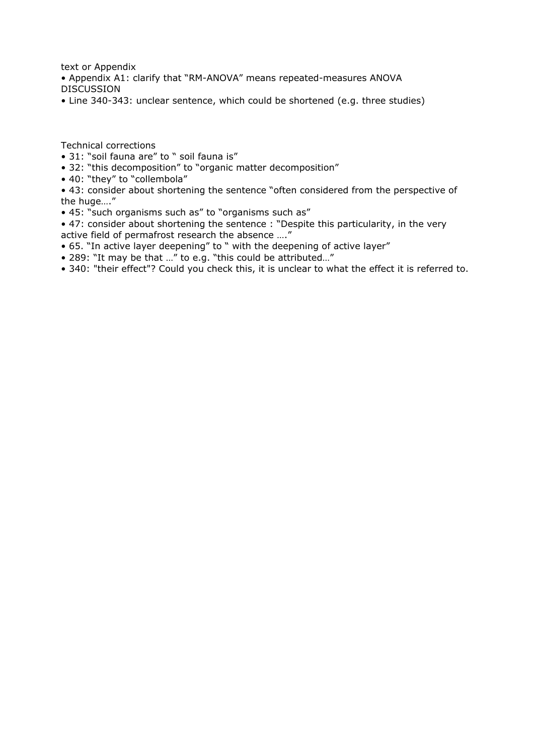text or Appendix

- Appendix A1: clarify that “RM-ANOVA” means repeated-measures ANOVA

DISCUSSION

- Line 340-343: unclear sentence, which could be shortened (e.g. three studies)

Technical corrections

- 31: “soil fauna are” to “ soil fauna is”
- 32: “this decomposition” to “organic matter decomposition”
- 40: “they” to “collembola”
- 43: consider about shortening the sentence “often considered from the perspective of the huge….”
- 45: “such organisms such as” to “organisms such as”
- 47: consider about shortening the sentence : “Despite this particularity, in the very active field of permafrost research the absence ….”
- 65. “In active layer deepening” to “ with the deepening of active layer”
- 289: “It may be that …” to e.g. “this could be attributed…”
- 340: "their effect"? Could you check this, it is unclear to what the effect it is referred to.